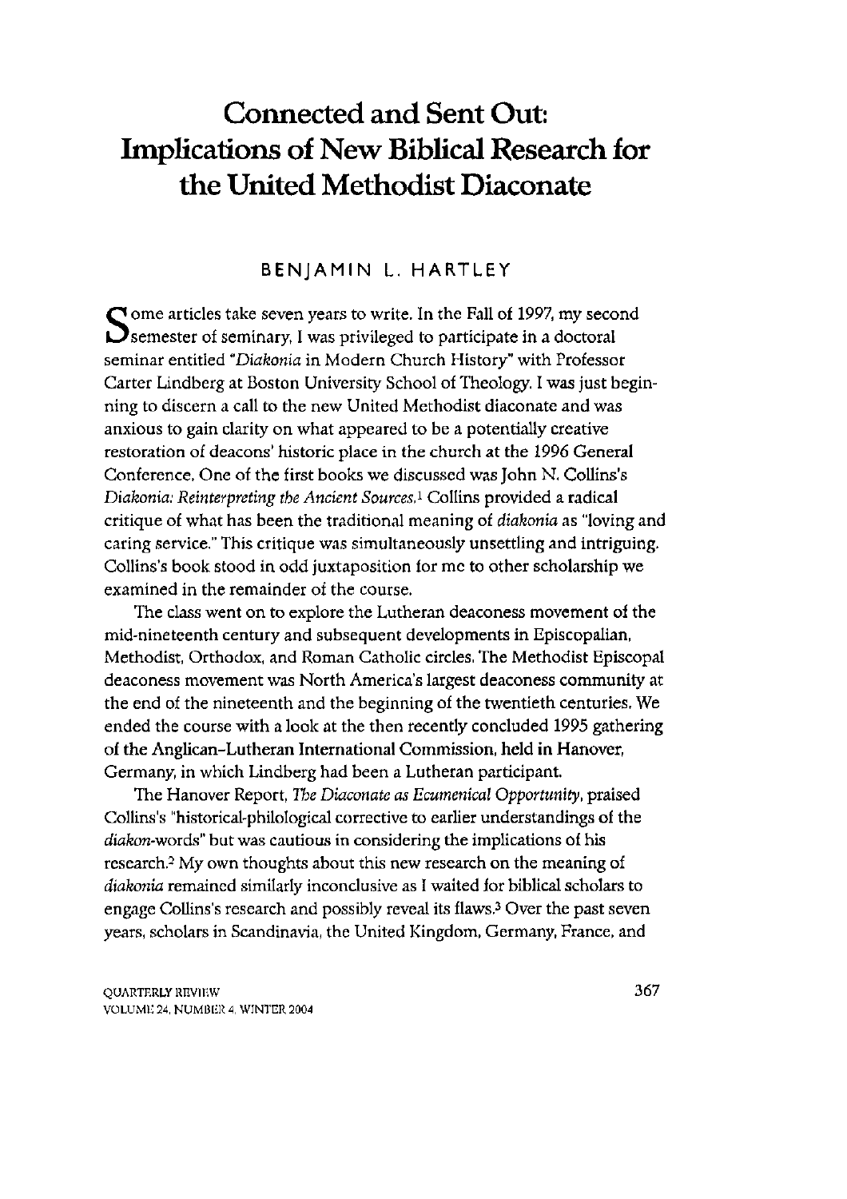# Connected and Sent Out: Implications of New Biblical Research for the United Methodist Diaconate

BENJAMIN L. HARTLEY

Some articles take seven years to write. In the Fall of 1997, my second semester of seminary, I was privileged to participate in a doctoral seminar entitled "*Diakonia* in Modern Church History" with Professor Carter Lindberg at Boston University School of Theology. I was just beginning to discern a call to the new United Methodist diaconate and was anxious to gain clarity on what appeared to be a potentially creative restoration of deacons' historic place in the church at the 1996 General Conference. One of the first books we discussed was John N. Collins's *Diakonia: Reinterpreting the Ancient Sources.*[1] Collins provided a radical critique of what has been the traditional meaning of *diakonia* as "loving and caring service." This critique was simultaneously unsettling and intriguing. Collins's book stood in odd juxtaposition for me to other scholarship we examined in the remainder of the course.

The class went on to explore the Lutheran deaconess movement of the mid-nineteenth century and subsequent developments in Episcopalian, Methodist, Orthodox, and Roman Catholic circles. The Methodist Episcopal deaconess movement was North America's largest deaconess community at the end of the nineteenth and the beginning of the twentieth centuries. We ended the course with a look at the then recently concluded 1995 gathering of the Anglican-Lutheran International Commission, held in Hanover, Germany, in which Lindberg had been a Lutheran participant.

The Hanover Report, *The Diaconate as Ecumenical Opportunity*, praised Collins's "historical-philological corrective to earlier understandings of the *diakon*-words" but was cautious in considering the implications of his research.[2] My own thoughts about this new research on the meaning of *diakonia* remained similarly inconclusive as I waited for biblical scholars to engage Collins's research and possibly reveal its flaws.[3] Over the past seven years, scholars in Scandinavia, the United Kingdom, Germany, France, and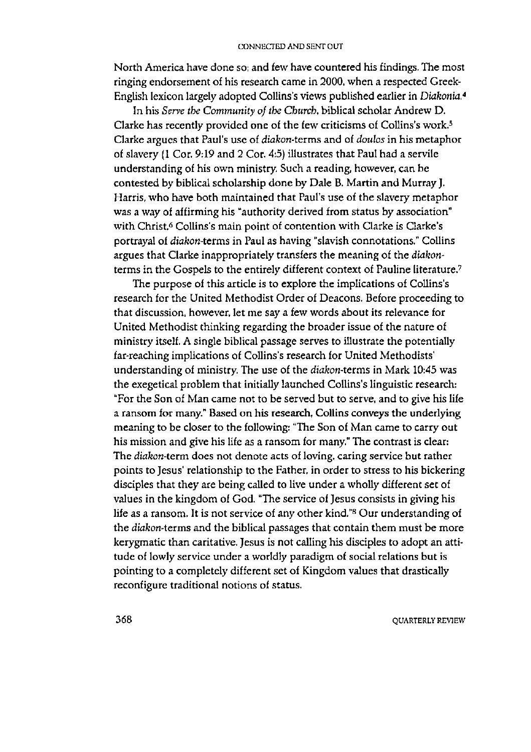North America have done so; and few have countered his findings. The most ringing endorsement of his research came in 2000, when a respected Greek-English lexicon largely adopted Collins's views published earlier in *Diakonia*.[4]

In his *Serve the Community of the Church*, biblical scholar Andrew D. Clarke has recently provided one of the few criticisms of Collins's work.[5] Clarke argues that Paul's use of *diakon*-terms and of *doulos* in his metaphor of slavery (1 Cor. 9:19 and 2 Cor. 4:5) illustrates that Paul had a servile understanding of his own ministry. Such a reading, however, can be contested by biblical scholarship done by Dale B. Martin and Murray J. Harris, who have both maintained that Paul's use of the slavery metaphor was a way of affirming his "authority derived from status by association" with Christ.[6] Collins's main point of contention with Clarke is Clarke's portrayal of *diakon*-terms in Paul as having "slavish connotations." Collins argues that Clarke inappropriately transfers the meaning of the *diakon*-terms in the Gospels to the entirely different context of Pauline literature.[7]

The purpose of this article is to explore the implications of Collins's research for the United Methodist Order of Deacons. Before proceeding to that discussion, however, let me say a few words about its relevance for United Methodist thinking regarding the broader issue of the nature of ministry itself. A single biblical passage serves to illustrate the potentially far-reaching implications of Collins's research for United Methodists' understanding of ministry. The use of the *diakon*-terms in Mark 10:45 was the exegetical problem that initially launched Collins's linguistic research: "For the Son of Man came not to be served but to serve, and to give his life a ransom for many." Based on his research, Collins conveys the underlying meaning to be closer to the following: "The Son of Man came to carry out his mission and give his life as a ransom for many." The contrast is clear: The *diakon*-term does not denote acts of loving, caring service but rather points to Jesus' relationship to the Father, in order to stress to his bickering disciples that they are being called to live under a wholly different set of values in the kingdom of God. "The service of Jesus consists in giving his life as a ransom. It is not service of any other kind."[8] Our understanding of the *diakon*-terms and the biblical passages that contain them must be more kerygmatic than caritative. Jesus is not calling his disciples to adopt an attitude of lowly service under a worldly paradigm of social relations but is pointing to a completely different set of Kingdom values that drastically reconfigure traditional notions of status.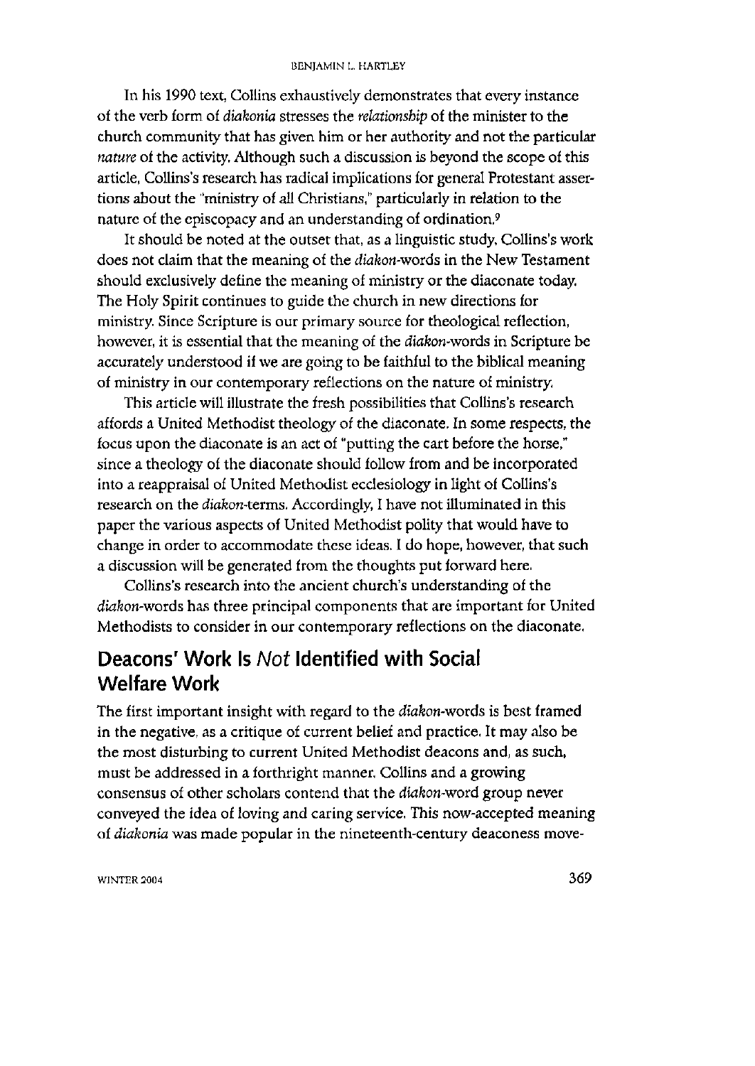In his 1990 text, Collins exhaustively demonstrates that every instance of the verb form of *diakonia* stresses the *relationship* of the minister to the church community that has given him or her authority and not the particular *nature* of the activity. Although such a discussion is beyond the scope of this article, Collins's research has radical implications for general Protestant assertions about the "ministry of all Christians," particularly in relation to the nature of the episcopacy and an understanding of ordination.[9]

It should be noted at the outset that, as a linguistic study, Collins's work does not claim that the meaning of the *diakon*-words in the New Testament should exclusively define the meaning of ministry or the diaconate today. The Holy Spirit continues to guide the church in new directions for ministry. Since Scripture is our primary source for theological reflection, however, it is essential that the meaning of the *diakon*-words in Scripture be accurately understood if we are going to be faithful to the biblical meaning of ministry in our contemporary reflections on the nature of ministry.

This article will illustrate the fresh possibilities that Collins's research affords a United Methodist theology of the diaconate. In some respects, the focus upon the diaconate is an act of "putting the cart before the horse," since a theology of the diaconate should follow from and be incorporated into a reappraisal of United Methodist ecclesiology in light of Collins's research on the *diakon*-terms. Accordingly, I have not illuminated in this paper the various aspects of United Methodist polity that would have to change in order to accommodate these ideas. I do hope, however, that such a discussion will be generated from the thoughts put forward here.

Collins's research into the ancient church's understanding of the *diakon*-words has three principal components that are important for United Methodists to consider in our contemporary reflections on the diaconate.

## Deacons' Work Is *Not* Identified with Social Welfare Work

The first important insight with regard to the *diakon*-words is best framed in the negative, as a critique of current belief and practice. It may also be the most disturbing to current United Methodist deacons and, as such, must be addressed in a forthright manner. Collins and a growing consensus of other scholars contend that the *diakon*-word group never conveyed the idea of loving and caring service. This now-accepted meaning of *diakonia* was made popular in the nineteenth-century deaconess move-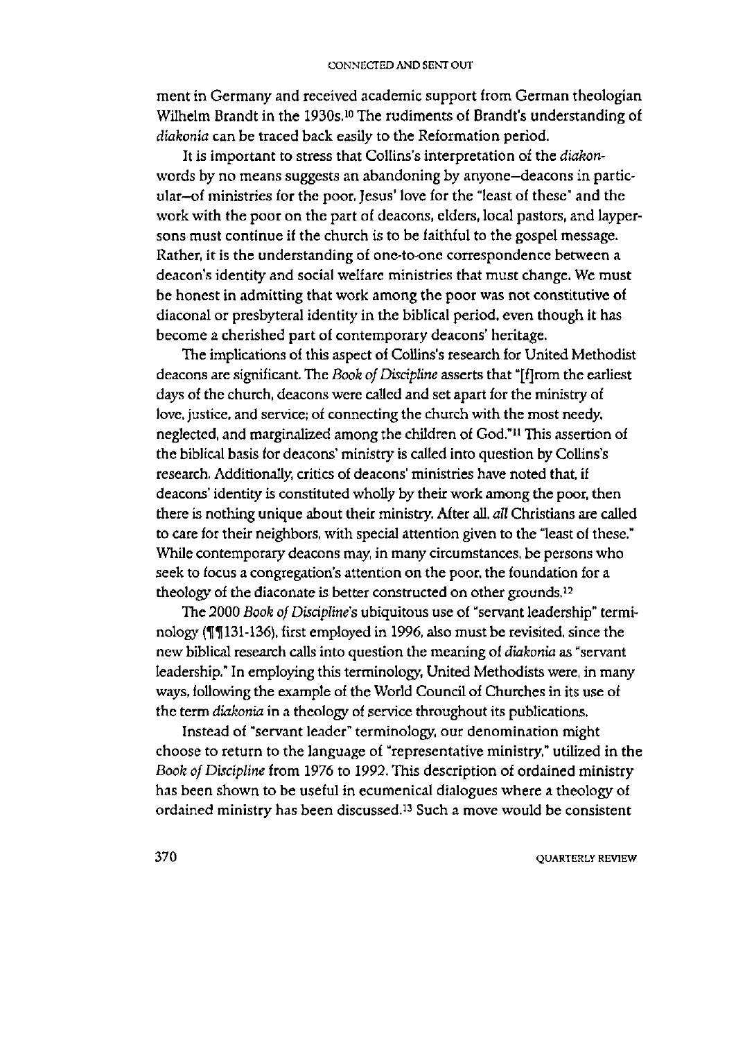ment in Germany and received academic support from German theologian Wilhelm Brandt in the 1930s.[10] The rudiments of Brandt's understanding of *diakonia* can be traced back easily to the Reformation period.

It is important to stress that Collins's interpretation of the *diakon-* words by no means suggests an abandoning by anyone—deacons in particular—of ministries for the poor. Jesus' love for the "least of these" and the work with the poor on the part of deacons, elders, local pastors, and laypersons must continue if the church is to be faithful to the gospel message. Rather, it is the understanding of one-to-one correspondence between a deacon's identity and social welfare ministries that must change. We must be honest in admitting that work among the poor was not constitutive of diaconal or presbyteral identity in the biblical period, even though it has become a cherished part of contemporary deacons' heritage.

The implications of this aspect of Collins's research for United Methodist deacons are significant. The *Book of Discipline* asserts that "[f]rom the earliest days of the church, deacons were called and set apart for the ministry of love, justice, and service; of connecting the church with the most needy, neglected, and marginalized among the children of God."[11] This assertion of the biblical basis for deacons' ministry is called into question by Collins's research. Additionally, critics of deacons' ministries have noted that, if deacons' identity is constituted wholly by their work among the poor, then there is nothing unique about their ministry. After all, *all* Christians are called to care for their neighbors, with special attention given to the "least of these." While contemporary deacons may, in many circumstances, be persons who seek to focus a congregation's attention on the poor, the foundation for a theology of the diaconate is better constructed on other grounds.[12]

The 2000 *Book of Discipline*'s ubiquitous use of "servant leadership" terminology (¶¶131-136), first employed in 1996, also must be revisited, since the new biblical research calls into question the meaning of *diakonia* as "servant leadership." In employing this terminology, United Methodists were, in many ways, following the example of the World Council of Churches in its use of the term *diakonia* in a theology of service throughout its publications.

Instead of "servant leader" terminology, our denomination might choose to return to the language of "representative ministry," utilized in the *Book of Discipline* from 1976 to 1992. This description of ordained ministry has been shown to be useful in ecumenical dialogues where a theology of ordained ministry has been discussed.[13] Such a move would be consistent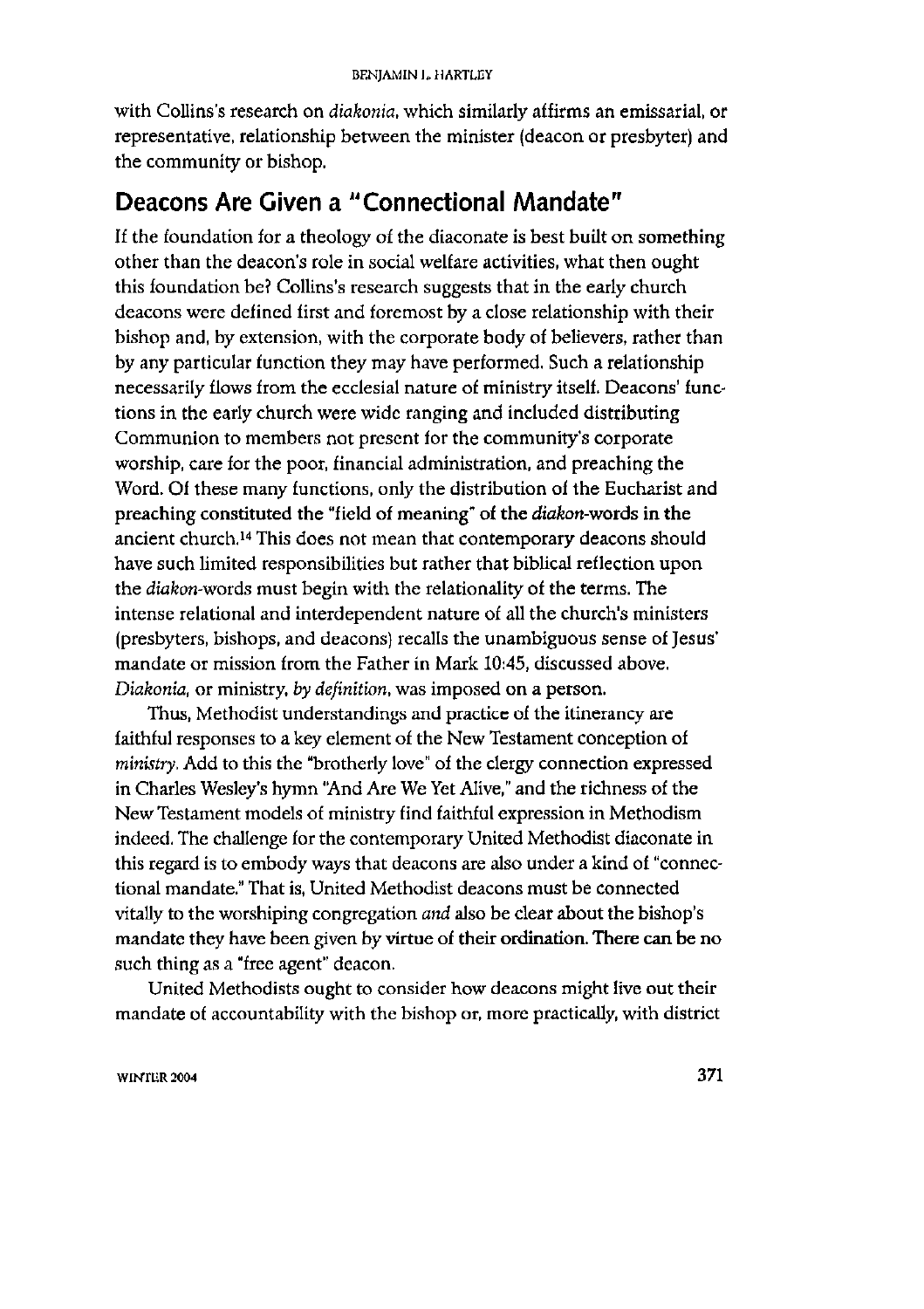with Collins's research on *diakonia*, which similarly affirms an emissarial, or representative, relationship between the minister (deacon or presbyter) and the community or bishop.

## Deacons Are Given a "Connectional Mandate"

If the foundation for a theology of the diaconate is best built on something other than the deacon's role in social welfare activities, what then ought this foundation be? Collins's research suggests that in the early church deacons were defined first and foremost by a close relationship with their bishop and, by extension, with the corporate body of believers, rather than by any particular function they may have performed. Such a relationship necessarily flows from the ecclesial nature of ministry itself. Deacons' functions in the early church were wide ranging and included distributing Communion to members not present for the community's corporate worship, care for the poor, financial administration, and preaching the Word. Of these many functions, only the distribution of the Eucharist and preaching constituted the "field of meaning" of the *diakon*-words in the ancient church.[14] This does not mean that contemporary deacons should have such limited responsibilities but rather that biblical reflection upon the *diakon*-words must begin with the relationality of the terms. The intense relational and interdependent nature of all the church's ministers (presbyters, bishops, and deacons) recalls the unambiguous sense of Jesus' mandate or mission from the Father in Mark 10:45, discussed above. *Diakonia*, or ministry, *by definition*, was imposed on a person.

Thus, Methodist understandings and practice of the itinerancy are faithful responses to a key element of the New Testament conception of *ministry*. Add to this the "brotherly love" of the clergy connection expressed in Charles Wesley's hymn "And Are We Yet Alive," and the richness of the New Testament models of ministry find faithful expression in Methodism indeed. The challenge for the contemporary United Methodist diaconate in this regard is to embody ways that deacons are also under a kind of "connectional mandate." That is, United Methodist deacons must be connected vitally to the worshiping congregation *and* also be clear about the bishop's mandate they have been given by virtue of their ordination. There can be no such thing as a "free agent" deacon.

United Methodists ought to consider how deacons might live out their mandate of accountability with the bishop or, more practically, with district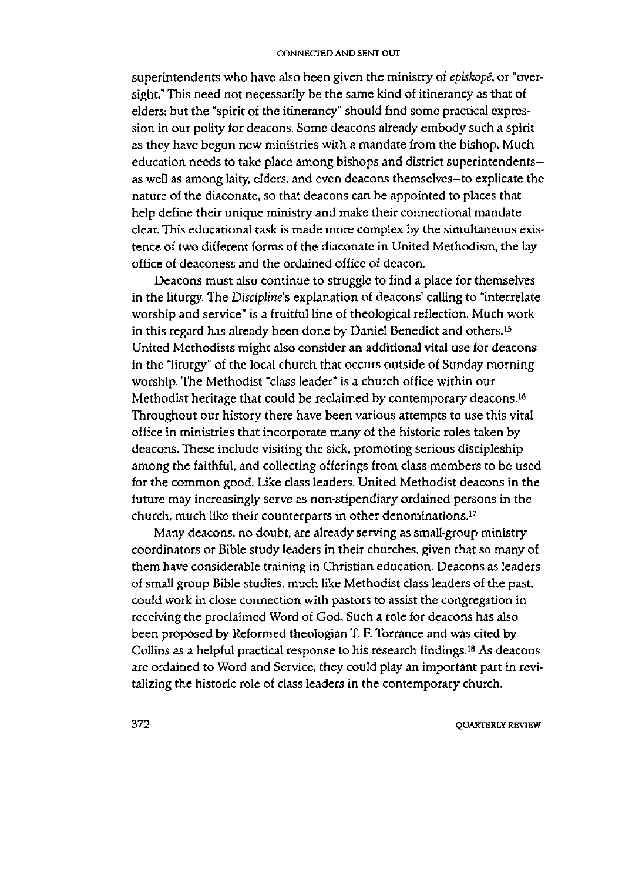superintendents who have also been given the ministry of *episkopē*, or "oversight." This need not necessarily be the same kind of itinerancy as that of elders; but the "spirit of the itinerancy" should find some practical expression in our polity for deacons. Some deacons already embody such a spirit as they have begun new ministries with a mandate from the bishop. Much education needs to take place among bishops and district superintendents—as well as among laity, elders, and even deacons themselves—to explicate the nature of the diaconate, so that deacons can be appointed to places that help define their unique ministry and make their connectional mandate clear. This educational task is made more complex by the simultaneous existence of two different forms of the diaconate in United Methodism, the lay office of deaconess and the ordained office of deacon.

Deacons must also continue to struggle to find a place for themselves in the liturgy. The *Discipline*'s explanation of deacons' calling to "interrelate worship and service" is a fruitful line of theological reflection. Much work in this regard has already been done by Daniel Benedict and others.[15] United Methodists might also consider an additional vital use for deacons in the "liturgy" of the local church that occurs outside of Sunday morning worship. The Methodist "class leader" is a church office within our Methodist heritage that could be reclaimed by contemporary deacons.[16] Throughout our history there have been various attempts to use this vital office in ministries that incorporate many of the historic roles taken by deacons. These include visiting the sick, promoting serious discipleship among the faithful, and collecting offerings from class members to be used for the common good. Like class leaders, United Methodist deacons in the future may increasingly serve as non-stipendiary ordained persons in the church, much like their counterparts in other denominations.[17]

Many deacons, no doubt, are already serving as small-group ministry coordinators or Bible study leaders in their churches, given that so many of them have considerable training in Christian education. Deacons as leaders of small-group Bible studies, much like Methodist class leaders of the past, could work in close connection with pastors to assist the congregation in receiving the proclaimed Word of God. Such a role for deacons has also been proposed by Reformed theologian T. F. Torrance and was cited by Collins as a helpful practical response to his research findings.[18] As deacons are ordained to Word and Service, they could play an important part in revitalizing the historic role of class leaders in the contemporary church.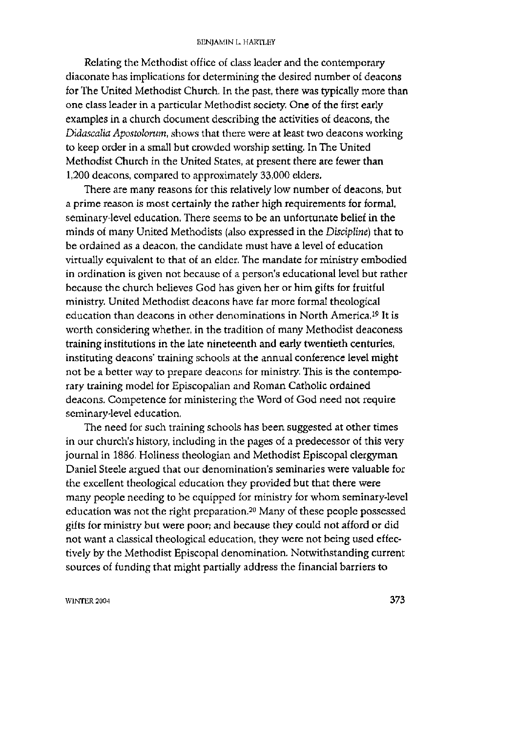Relating the Methodist office of class leader and the contemporary diaconate has implications for determining the desired number of deacons for The United Methodist Church. In the past, there was typically more than one class leader in a particular Methodist society. One of the first early examples in a church document describing the activities of deacons, the *Didascalia Apostolorum*, shows that there were at least two deacons working to keep order in a small but crowded worship setting. In The United Methodist Church in the United States, at present there are fewer than 1,200 deacons, compared to approximately 33,000 elders.

There are many reasons for this relatively low number of deacons, but a prime reason is most certainly the rather high requirements for formal, seminary-level education. There seems to be an unfortunate belief in the minds of many United Methodists (also expressed in the *Discipline*) that to be ordained as a deacon, the candidate must have a level of education virtually equivalent to that of an elder. The mandate for ministry embodied in ordination is given not because of a person's educational level but rather because the church believes God has given her or him gifts for fruitful ministry. United Methodist deacons have far more formal theological education than deacons in other denominations in North America.[19] It is worth considering whether, in the tradition of many Methodist deaconess training institutions in the late nineteenth and early twentieth centuries, instituting deacons' training schools at the annual conference level might not be a better way to prepare deacons for ministry. This is the contemporary training model for Episcopalian and Roman Catholic ordained deacons. Competence for ministering the Word of God need not require seminary-level education.

The need for such training schools has been suggested at other times in our church's history, including in the pages of a predecessor of this very journal in 1886. Holiness theologian and Methodist Episcopal clergyman Daniel Steele argued that our denomination's seminaries were valuable for the excellent theological education they provided but that there were many people needing to be equipped for ministry for whom seminary-level education was not the right preparation.[20] Many of these people possessed gifts for ministry but were poor; and because they could not afford or did not want a classical theological education, they were not being used effectively by the Methodist Episcopal denomination. Notwithstanding current sources of funding that might partially address the financial barriers to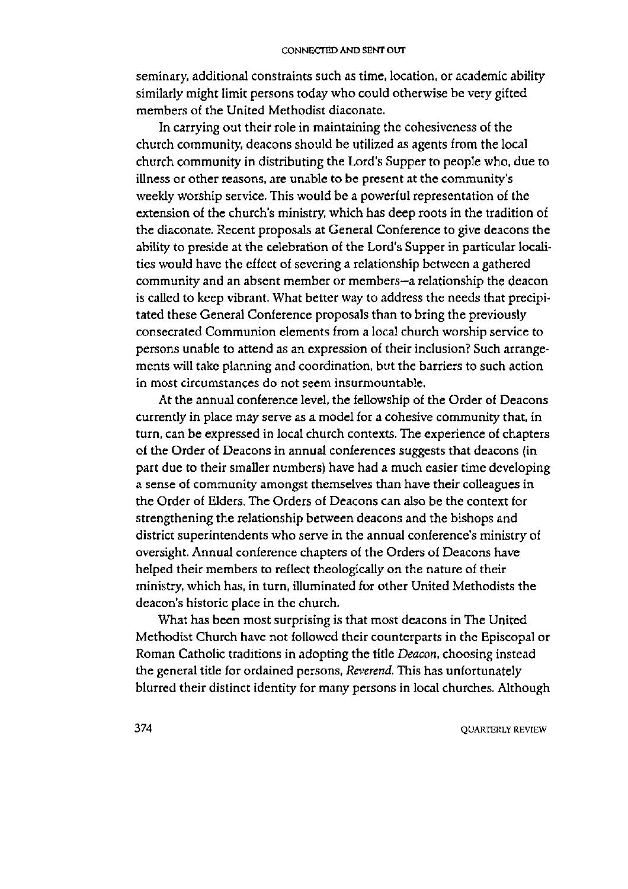seminary, additional constraints such as time, location, or academic ability similarly might limit persons today who could otherwise be very gifted members of the United Methodist diaconate.

In carrying out their role in maintaining the cohesiveness of the church community, deacons should be utilized as agents from the local church community in distributing the Lord's Supper to people who, due to illness or other reasons, are unable to be present at the community's weekly worship service. This would be a powerful representation of the extension of the church's ministry, which has deep roots in the tradition of the diaconate. Recent proposals at General Conference to give deacons the ability to preside at the celebration of the Lord's Supper in particular localities would have the effect of severing a relationship between a gathered community and an absent member or members—a relationship the deacon is called to keep vibrant. What better way to address the needs that precipitated these General Conference proposals than to bring the previously consecrated Communion elements from a local church worship service to persons unable to attend as an expression of their inclusion? Such arrangements will take planning and coordination, but the barriers to such action in most circumstances do not seem insurmountable.

At the annual conference level, the fellowship of the Order of Deacons currently in place may serve as a model for a cohesive community that, in turn, can be expressed in local church contexts. The experience of chapters of the Order of Deacons in annual conferences suggests that deacons (in part due to their smaller numbers) have had a much easier time developing a sense of community amongst themselves than have their colleagues in the Order of Elders. The Orders of Deacons can also be the context for strengthening the relationship between deacons and the bishops and district superintendents who serve in the annual conference's ministry of oversight. Annual conference chapters of the Orders of Deacons have helped their members to reflect theologically on the nature of their ministry, which has, in turn, illuminated for other United Methodists the deacon's historic place in the church.

What has been most surprising is that most deacons in The United Methodist Church have not followed their counterparts in the Episcopal or Roman Catholic traditions in adopting the title *Deacon*, choosing instead the general title for ordained persons, *Reverend*. This has unfortunately blurred their distinct identity for many persons in local churches. Although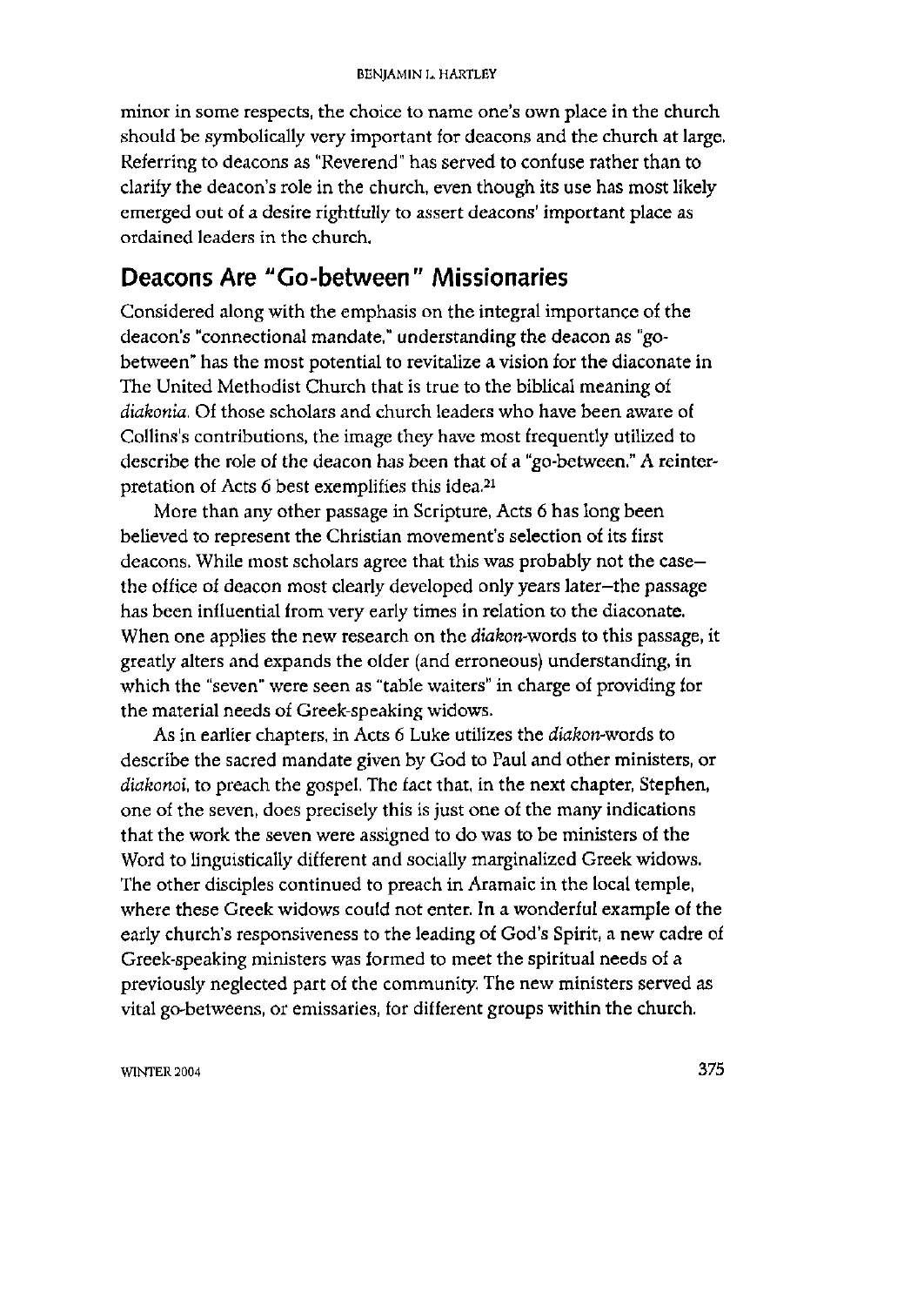minor in some respects, the choice to name one's own place in the church should be symbolically very important for deacons and the church at large. Referring to deacons as "Reverend" has served to confuse rather than to clarify the deacon's role in the church, even though its use has most likely emerged out of a desire rightfully to assert deacons' important place as ordained leaders in the church.

## Deacons Are "Go-between" Missionaries

Considered along with the emphasis on the integral importance of the deacon's "connectional mandate," understanding the deacon as "go-between" has the most potential to revitalize a vision for the diaconate in The United Methodist Church that is true to the biblical meaning of *diakonia*. Of those scholars and church leaders who have been aware of Collins's contributions, the image they have most frequently utilized to describe the role of the deacon has been that of a "go-between." A reinterpretation of Acts 6 best exemplifies this idea.[21]

More than any other passage in Scripture, Acts 6 has long been believed to represent the Christian movement's selection of its first deacons. While most scholars agree that this was probably not the case—the office of deacon most clearly developed only years later—the passage has been influential from very early times in relation to the diaconate. When one applies the new research on the *diakon*-words to this passage, it greatly alters and expands the older (and erroneous) understanding, in which the "seven" were seen as "table waiters" in charge of providing for the material needs of Greek-speaking widows.

As in earlier chapters, in Acts 6 Luke utilizes the *diakon*-words to describe the sacred mandate given by God to Paul and other ministers, or *diakonoi*, to preach the gospel. The fact that, in the next chapter, Stephen, one of the seven, does precisely this is just one of the many indications that the work the seven were assigned to do was to be ministers of the Word to linguistically different and socially marginalized Greek widows. The other disciples continued to preach in Aramaic in the local temple, where these Greek widows could not enter. In a wonderful example of the early church's responsiveness to the leading of God's Spirit, a new cadre of Greek-speaking ministers was formed to meet the spiritual needs of a previously neglected part of the community. The new ministers served as vital go-betweens, or emissaries, for different groups within the church.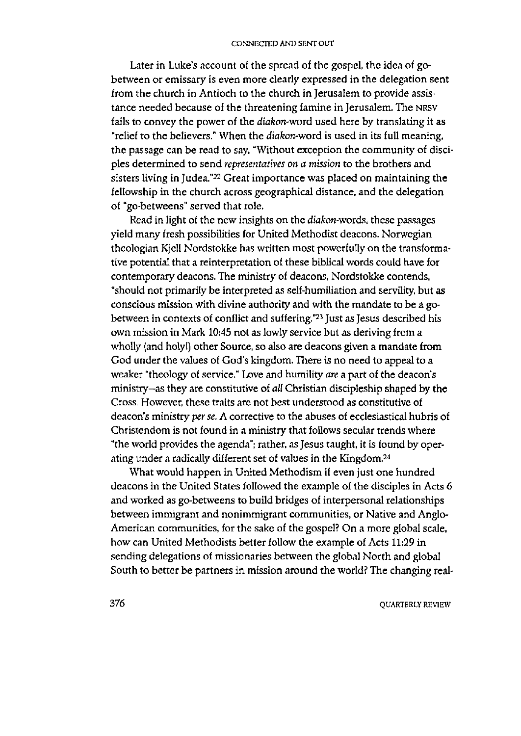Later in Luke's account of the spread of the gospel, the idea of go-between or emissary is even more clearly expressed in the delegation sent from the church in Antioch to the church in Jerusalem to provide assistance needed because of the threatening famine in Jerusalem. The NRSV fails to convey the power of the *diakon*-word used here by translating it as "relief to the believers." When the *diakon*-word is used in its full meaning, the passage can be read to say, "Without exception the community of disciples determined to send *representatives on a mission* to the brothers and sisters living in Judea."[22] Great importance was placed on maintaining the fellowship in the church across geographical distance, and the delegation of "go-betweens" served that role.

Read in light of the new insights on the *diakon*-words, these passages yield many fresh possibilities for United Methodist deacons. Norwegian theologian Kjell Nordstokke has written most powerfully on the transformative potential that a reinterpretation of these biblical words could have for contemporary deacons. The ministry of deacons, Nordstokke contends, "should not primarily be interpreted as self-humiliation and servility, but as conscious mission with divine authority and with the mandate to be a go-between in contexts of conflict and suffering."[23] Just as Jesus described his own mission in Mark 10:45 not as lowly service but as deriving from a wholly (and holy!) other Source, so also are deacons given a mandate from God under the values of God's kingdom. There is no need to appeal to a weaker "theology of service." Love and humility *are* a part of the deacon's ministry—as they are constitutive of *all* Christian discipleship shaped by the Cross. However, these traits are not best understood as constitutive of deacon's ministry *per se*. A corrective to the abuses of ecclesiastical hubris of Christendom is not found in a ministry that follows secular trends where "the world provides the agenda"; rather, as Jesus taught, it is found by operating under a radically different set of values in the Kingdom.[24]

What would happen in United Methodism if even just one hundred deacons in the United States followed the example of the disciples in Acts 6 and worked as go-betweens to build bridges of interpersonal relationships between immigrant and nonimmigrant communities, or Native and Anglo-American communities, for the sake of the gospel? On a more global scale, how can United Methodists better follow the example of Acts 11:29 in sending delegations of missionaries between the global North and global South to better be partners in mission around the world? The changing real-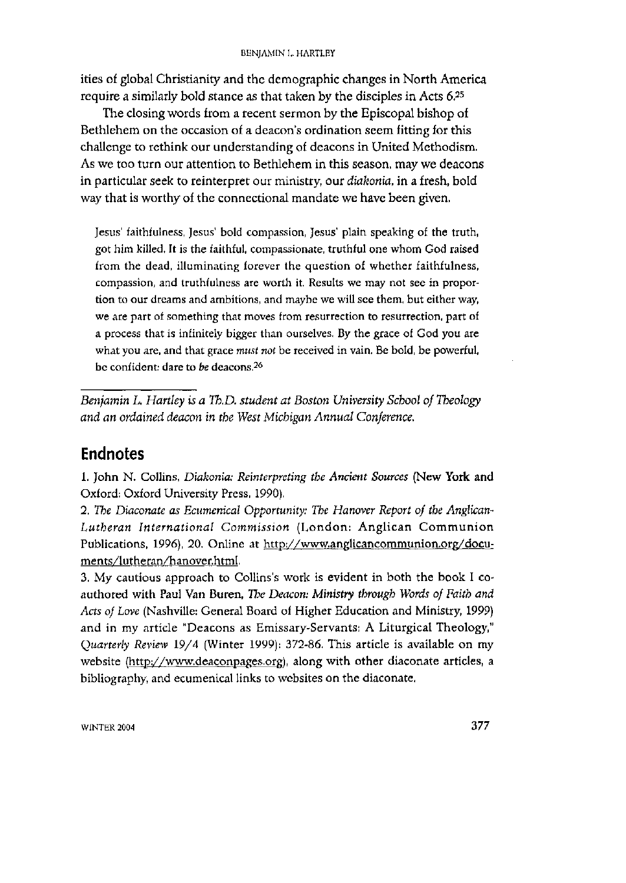ities of global Christianity and the demographic changes in North America require a similarly bold stance as that taken by the disciples in Acts 6.[25]

The closing words from a recent sermon by the Episcopal bishop of Bethlehem on the occasion of a deacon's ordination seem fitting for this challenge to rethink our understanding of deacons in United Methodism. As we too turn our attention to Bethlehem in this season, may we deacons in particular seek to reinterpret our ministry, our *diakonia*, in a fresh, bold way that is worthy of the connectional mandate we have been given.

> Jesus' faithfulness, Jesus' bold compassion, Jesus' plain speaking of the truth, got him killed. It is the faithful, compassionate, truthful one whom God raised from the dead, illuminating forever the question of whether faithfulness, compassion, and truthfulness are worth it. Results we may not see in proportion to our dreams and ambitions, and maybe we will see them, but either way, we are part of something that moves from resurrection to resurrection, part of a process that is infinitely bigger than ourselves. By the grace of God you are what you are, and that grace *must not* be received in vain. Be bold, be powerful, be confident: dare to *be* deacons.[26]

---

*Benjamin L. Hartley is a Th.D. student at Boston University School of Theology and an ordained deacon in the West Michigan Annual Conference.*

## Endnotes

1. John N. Collins, *Diakonia: Reinterpreting the Ancient Sources* (New York and Oxford: Oxford University Press, 1990).

2. *The Diaconate as Ecumenical Opportunity: The Hanover Report of the Anglican-Lutheran International Commission* (London: Anglican Communion Publications, 1996), 20. Online at http://www.anglicancommunion.org/documents/lutheran/hanover.html.

3. My cautious approach to Collins's work is evident in both the book I co-authored with Paul Van Buren, *The Deacon: Ministry through Words of Faith and Acts of Love* (Nashville: General Board of Higher Education and Ministry, 1999) and in my article "Deacons as Emissary-Servants: A Liturgical Theology," *Quarterly Review* 19/4 (Winter 1999): 372-86. This article is available on my website (http://www.deaconpages.org), along with other diaconate articles, a bibliography, and ecumenical links to websites on the diaconate.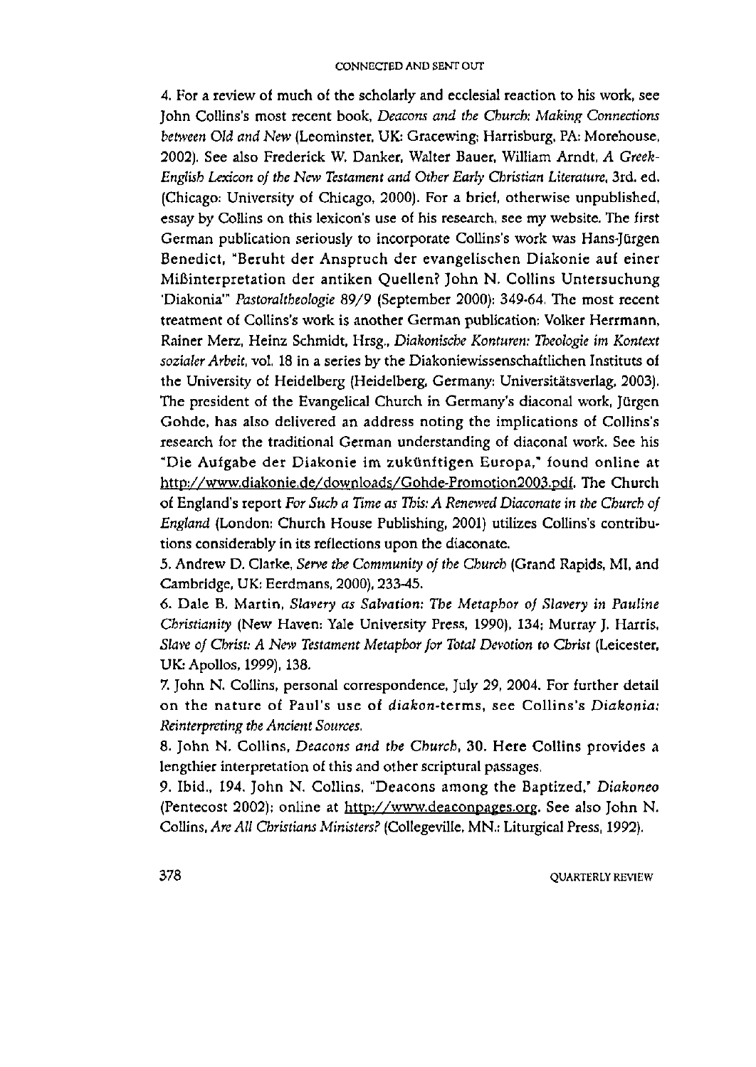4. For a review of much of the scholarly and ecclesial reaction to his work, see John Collins's most recent book, *Deacons and the Church: Making Connections between Old and New* (Leominster, UK: Gracewing; Harrisburg, PA: Morehouse, 2002). See also Frederick W. Danker, Walter Bauer, William Arndt, *A Greek-English Lexicon of the New Testament and Other Early Christian Literature*, 3rd. ed. (Chicago: University of Chicago, 2000). For a brief, otherwise unpublished, essay by Collins on this lexicon's use of his research, see my website. The first German publication seriously to incorporate Collins's work was Hans-Jürgen Benedict, "Beruht der Anspruch der evangelischen Diakonie auf einer Mißinterpretation der antiken Quellen? John N. Collins Untersuchung 'Diakonia'" *Pastoraltheologie* 89/9 (September 2000): 349-64. The most recent treatment of Collins's work is another German publication: Volker Herrmann, Rainer Merz, Heinz Schmidt, Hrsg., *Diakonische Konturen: Theologie im Kontext sozialer Arbeit*, vol. 18 in a series by the Diakoniewissenschaftlichen Instituts of the University of Heidelberg (Heidelberg, Germany: Universitätsverlag, 2003). The president of the Evangelical Church in Germany's diaconal work, Jürgen Gohde, has also delivered an address noting the implications of Collins's research for the traditional German understanding of diaconal work. See his "Die Aufgabe der Diakonie im zukünftigen Europa," found online at http://www.diakonie.de/downloads/Gohde-Promotion2003.pdf. The Church of England's report *For Such a Time as This: A Renewed Diaconate in the Church of England* (London: Church House Publishing, 2001) utilizes Collins's contributions considerably in its reflections upon the diaconate.

5. Andrew D. Clarke, *Serve the Community of the Church* (Grand Rapids, MI, and Cambridge, UK: Eerdmans, 2000), 233-45.

6. Dale B. Martin, *Slavery as Salvation: The Metaphor of Slavery in Pauline Christianity* (New Haven: Yale University Press, 1990), 134; Murray J. Harris, *Slave of Christ: A New Testament Metaphor for Total Devotion to Christ* (Leicester, UK: Apollos, 1999), 138.

7. John N. Collins, personal correspondence, July 29, 2004. For further detail on the nature of Paul's use of *diakon*-terms, see Collins's *Diakonia: Reinterpreting the Ancient Sources*.

8. John N. Collins, *Deacons and the Church*, 30. Here Collins provides a lengthier interpretation of this and other scriptural passages.

9. Ibid., 194. John N. Collins, "Deacons among the Baptized," *Diakoneo* (Pentecost 2002); online at http://www.deaconpages.org. See also John N. Collins, *Are All Christians Ministers?* (Collegeville, MN.: Liturgical Press, 1992).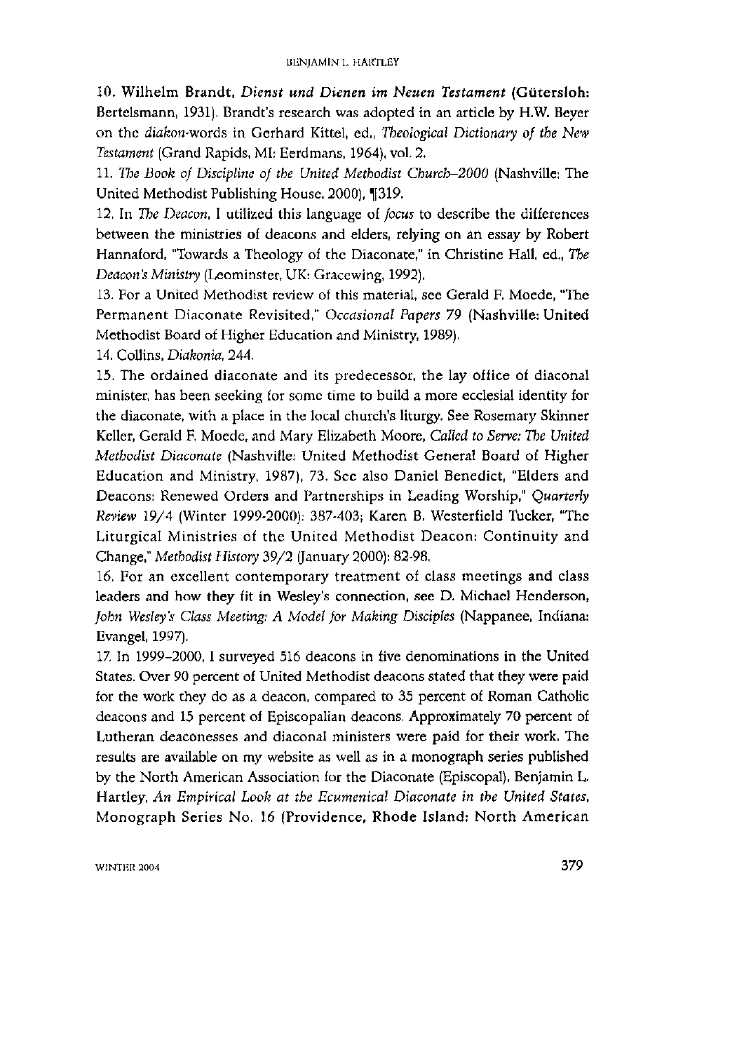10. Wilhelm Brandt, *Dienst und Dienen im Neuen Testament* (Gütersloh: Bertelsmann, 1931). Brandt's research was adopted in an article by H.W. Beyer on the *diakon*-words in Gerhard Kittel, ed., *Theological Dictionary of the New Testament* (Grand Rapids, MI: Eerdmans, 1964), vol. 2.

11. *The Book of Discipline of the United Methodist Church–2000* (Nashville: The United Methodist Publishing House, 2000), ¶319.

12. In *The Deacon*, I utilized this language of *focus* to describe the differences between the ministries of deacons and elders, relying on an essay by Robert Hannaford, "Towards a Theology of the Diaconate," in Christine Hall, ed., *The Deacon's Ministry* (Leominster, UK: Gracewing, 1992).

13. For a United Methodist review of this material, see Gerald F. Moede, "The Permanent Diaconate Revisited," *Occasional Papers* 79 (Nashville: United Methodist Board of Higher Education and Ministry, 1989).

14. Collins, *Diakonia*, 244.

15. The ordained diaconate and its predecessor, the lay office of diaconal minister, has been seeking for some time to build a more ecclesial identity for the diaconate, with a place in the local church's liturgy. See Rosemary Skinner Keller, Gerald F. Moede, and Mary Elizabeth Moore, *Called to Serve: The United Methodist Diaconate* (Nashville: United Methodist General Board of Higher Education and Ministry, 1987), 73. See also Daniel Benedict, "Elders and Deacons: Renewed Orders and Partnerships in Leading Worship," *Quarterly Review* 19/4 (Winter 1999-2000): 387-403; Karen B. Westerfield Tucker, "The Liturgical Ministries of the United Methodist Deacon: Continuity and Change," *Methodist History* 39/2 (January 2000): 82-98.

16. For an excellent contemporary treatment of class meetings and class leaders and how they fit in Wesley's connection, see D. Michael Henderson, *John Wesley's Class Meeting: A Model for Making Disciples* (Nappanee, Indiana: Evangel, 1997).

17. In 1999–2000, I surveyed 516 deacons in five denominations in the United States. Over 90 percent of United Methodist deacons stated that they were paid for the work they do as a deacon, compared to 35 percent of Roman Catholic deacons and 15 percent of Episcopalian deacons. Approximately 70 percent of Lutheran deaconesses and diaconal ministers were paid for their work. The results are available on my website as well as in a monograph series published by the North American Association for the Diaconate (Episcopal). Benjamin L. Hartley, *An Empirical Look at the Ecumenical Diaconate in the United States*, Monograph Series No. 16 (Providence, Rhode Island: North American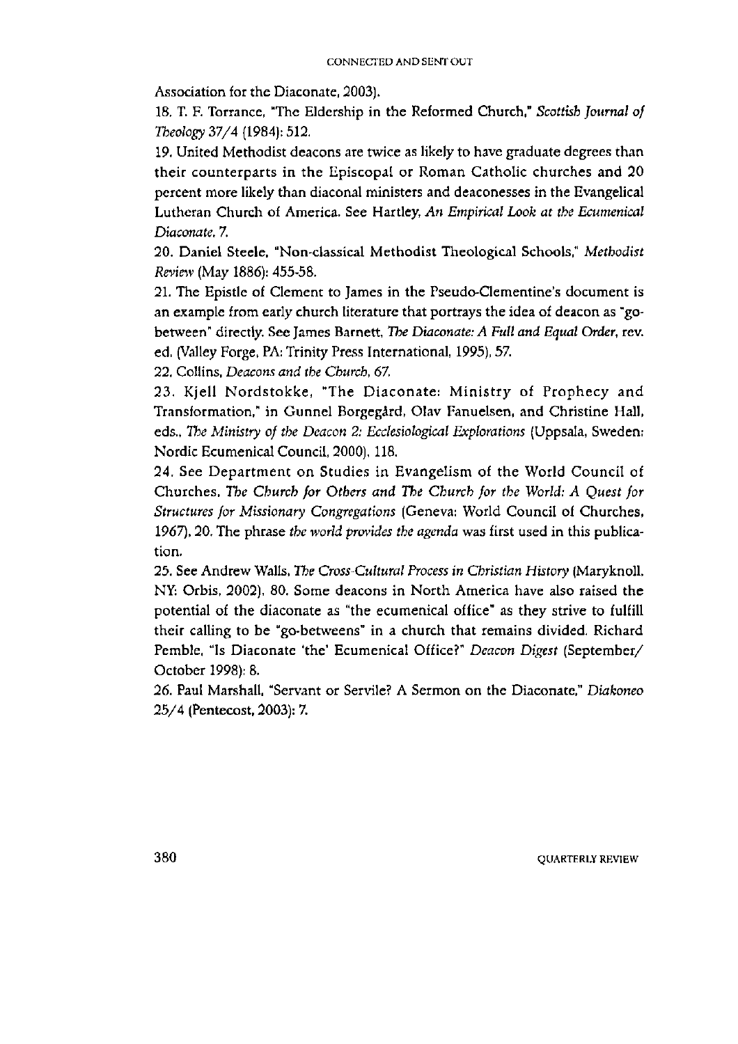Association for the Diaconate, 2003).

18. T. F. Torrance, "The Eldership in the Reformed Church," *Scottish Journal of Theology* 37/4 (1984): 512.

19. United Methodist deacons are twice as likely to have graduate degrees than their counterparts in the Episcopal or Roman Catholic churches and 20 percent more likely than diaconal ministers and deaconesses in the Evangelical Lutheran Church of America. See Hartley, *An Empirical Look at the Ecumenical Diaconate*, 7.

20. Daniel Steele, "Non-classical Methodist Theological Schools," *Methodist Review* (May 1886): 455-58.

21. The Epistle of Clement to James in the Pseudo-Clementine's document is an example from early church literature that portrays the idea of deacon as "go-between" directly. See James Barnett, *The Diaconate: A Full and Equal Order*, rev. ed. (Valley Forge, PA: Trinity Press International, 1995), 57.

22. Collins, *Deacons and the Church*, 67.

23. Kjell Nordstokke, "The Diaconate: Ministry of Prophecy and Transformation," in Gunnel Borgegård, Olav Fanuelsen, and Christine Hall, eds., *The Ministry of the Deacon 2: Ecclesiological Explorations* (Uppsala, Sweden: Nordic Ecumenical Council, 2000), 118.

24. See Department on Studies in Evangelism of the World Council of Churches, *The Church for Others and The Church for the World: A Quest for Structures for Missionary Congregations* (Geneva: World Council of Churches, 1967), 20. The phrase *the world provides the agenda* was first used in this publication.

25. See Andrew Walls, *The Cross-Cultural Process in Christian History* (Maryknoll, NY: Orbis, 2002), 80. Some deacons in North America have also raised the potential of the diaconate as "the ecumenical office" as they strive to fulfill their calling to be "go-betweens" in a church that remains divided. Richard Pemble, "Is Diaconate 'the' Ecumenical Office?" *Deacon Digest* (September/ October 1998): 8.

26. Paul Marshall, "Servant or Servile? A Sermon on the Diaconate," *Diakoneo* 25/4 (Pentecost, 2003): 7.